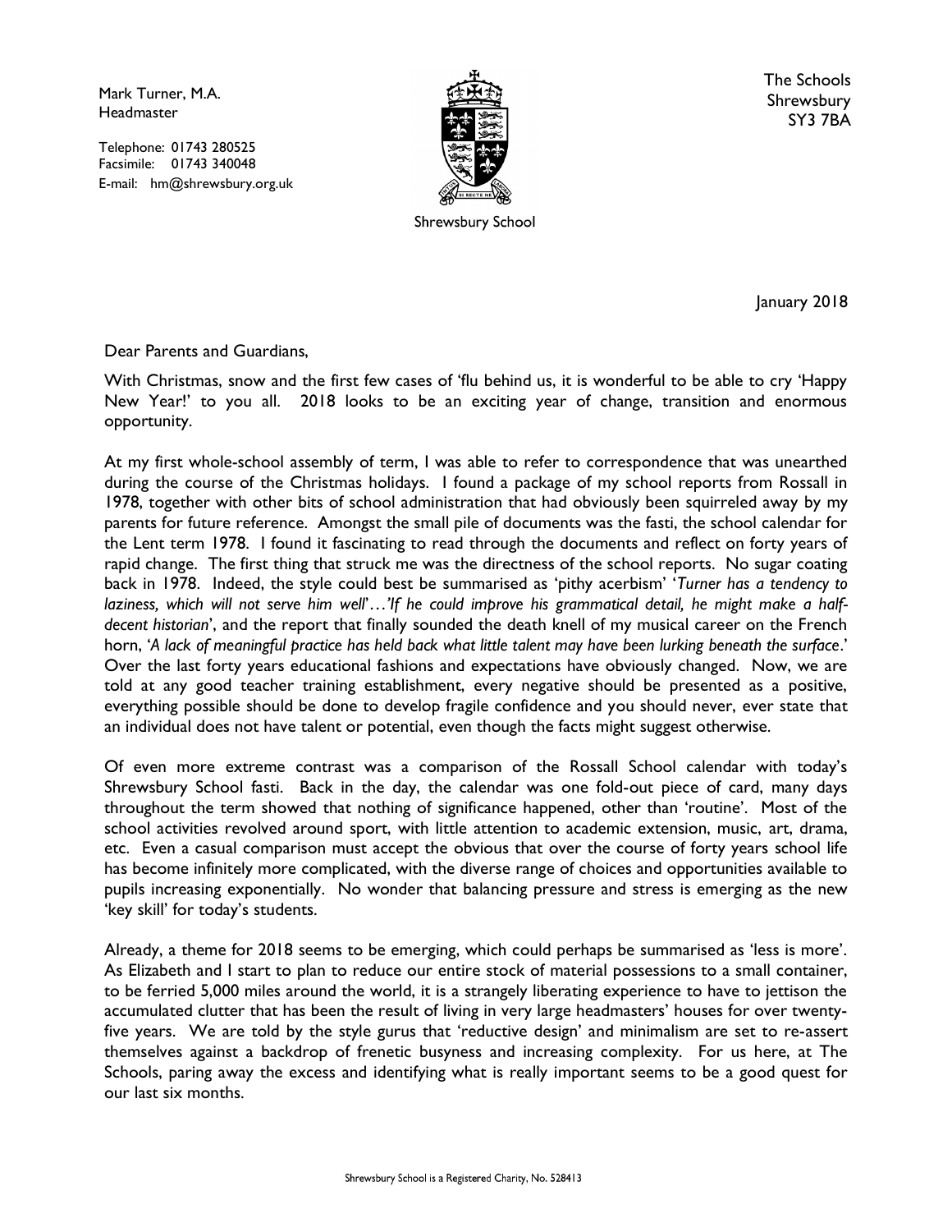Mark Turner, M.A.
Headmaster

Telephone: 01743 280525
Facsimile: 01743 340048
E-mail: hm@shrewsbury.org.uk

Shrewsbury School

The Schools
Shrewsbury
SY3 7BA

January 2018

Dear Parents and Guardians,

With Christmas, snow and the first few cases of 'flu behind us, it is wonderful to be able to cry 'Happy New Year!' to you all. 2018 looks to be an exciting year of change, transition and enormous opportunity.

At my first whole-school assembly of term, I was able to refer to correspondence that was unearthed during the course of the Christmas holidays. I found a package of my school reports from Rossall in 1978, together with other bits of school administration that had obviously been squirreled away by my parents for future reference. Amongst the small pile of documents was the fasti, the school calendar for the Lent term 1978. I found it fascinating to read through the documents and reflect on forty years of rapid change. The first thing that struck me was the directness of the school reports. No sugar coating back in 1978. Indeed, the style could best be summarised as 'pithy acerbism' '*Turner has a tendency to laziness, which will not serve him well*'…'*If he could improve his grammatical detail, he might make a half-decent historian*', and the report that finally sounded the death knell of my musical career on the French horn, '*A lack of meaningful practice has held back what little talent may have been lurking beneath the surface*.' Over the last forty years educational fashions and expectations have obviously changed. Now, we are told at any good teacher training establishment, every negative should be presented as a positive, everything possible should be done to develop fragile confidence and you should never, ever state that an individual does not have talent or potential, even though the facts might suggest otherwise.

Of even more extreme contrast was a comparison of the Rossall School calendar with today's Shrewsbury School fasti. Back in the day, the calendar was one fold-out piece of card, many days throughout the term showed that nothing of significance happened, other than 'routine'. Most of the school activities revolved around sport, with little attention to academic extension, music, art, drama, etc. Even a casual comparison must accept the obvious that over the course of forty years school life has become infinitely more complicated, with the diverse range of choices and opportunities available to pupils increasing exponentially. No wonder that balancing pressure and stress is emerging as the new 'key skill' for today's students.

Already, a theme for 2018 seems to be emerging, which could perhaps be summarised as 'less is more'. As Elizabeth and I start to plan to reduce our entire stock of material possessions to a small container, to be ferried 5,000 miles around the world, it is a strangely liberating experience to have to jettison the accumulated clutter that has been the result of living in very large headmasters' houses for over twenty-five years. We are told by the style gurus that 'reductive design' and minimalism are set to re-assert themselves against a backdrop of frenetic busyness and increasing complexity. For us here, at The Schools, paring away the excess and identifying what is really important seems to be a good quest for our last six months.

Shrewsbury School is a Registered Charity, No. 528413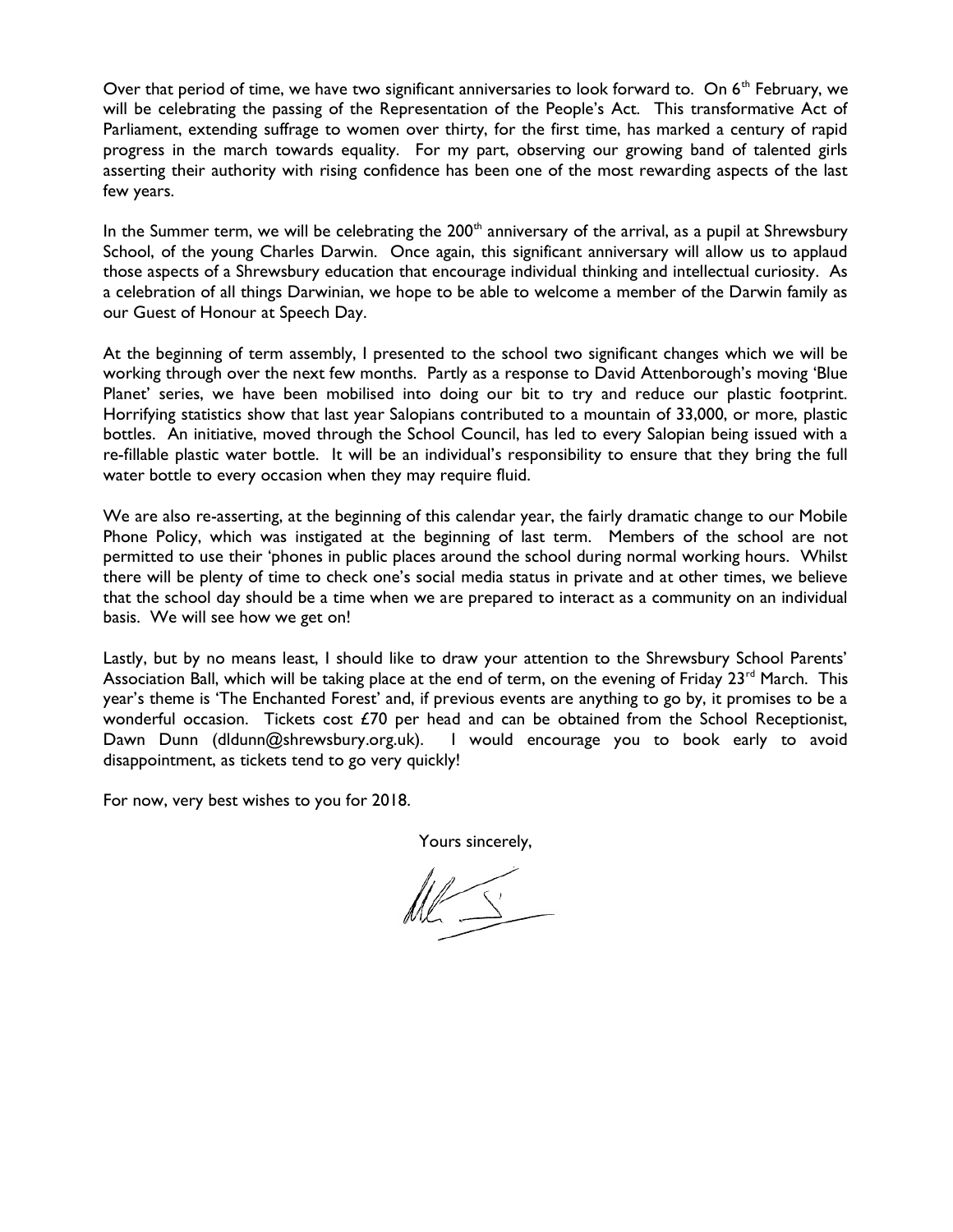Over that period of time, we have two significant anniversaries to look forward to. On 6th February, we will be celebrating the passing of the Representation of the People's Act. This transformative Act of Parliament, extending suffrage to women over thirty, for the first time, has marked a century of rapid progress in the march towards equality. For my part, observing our growing band of talented girls asserting their authority with rising confidence has been one of the most rewarding aspects of the last few years.

In the Summer term, we will be celebrating the 200th anniversary of the arrival, as a pupil at Shrewsbury School, of the young Charles Darwin. Once again, this significant anniversary will allow us to applaud those aspects of a Shrewsbury education that encourage individual thinking and intellectual curiosity. As a celebration of all things Darwinian, we hope to be able to welcome a member of the Darwin family as our Guest of Honour at Speech Day.

At the beginning of term assembly, I presented to the school two significant changes which we will be working through over the next few months. Partly as a response to David Attenborough's moving 'Blue Planet' series, we have been mobilised into doing our bit to try and reduce our plastic footprint. Horrifying statistics show that last year Salopians contributed to a mountain of 33,000, or more, plastic bottles. An initiative, moved through the School Council, has led to every Salopian being issued with a re-fillable plastic water bottle. It will be an individual's responsibility to ensure that they bring the full water bottle to every occasion when they may require fluid.

We are also re-asserting, at the beginning of this calendar year, the fairly dramatic change to our Mobile Phone Policy, which was instigated at the beginning of last term. Members of the school are not permitted to use their 'phones in public places around the school during normal working hours. Whilst there will be plenty of time to check one's social media status in private and at other times, we believe that the school day should be a time when we are prepared to interact as a community on an individual basis. We will see how we get on!

Lastly, but by no means least, I should like to draw your attention to the Shrewsbury School Parents' Association Ball, which will be taking place at the end of term, on the evening of Friday 23rd March. This year's theme is 'The Enchanted Forest' and, if previous events are anything to go by, it promises to be a wonderful occasion. Tickets cost £70 per head and can be obtained from the School Receptionist, Dawn Dunn (dldunn@shrewsbury.org.uk). I would encourage you to book early to avoid disappointment, as tickets tend to go very quickly!

For now, very best wishes to you for 2018.

Yours sincerely,